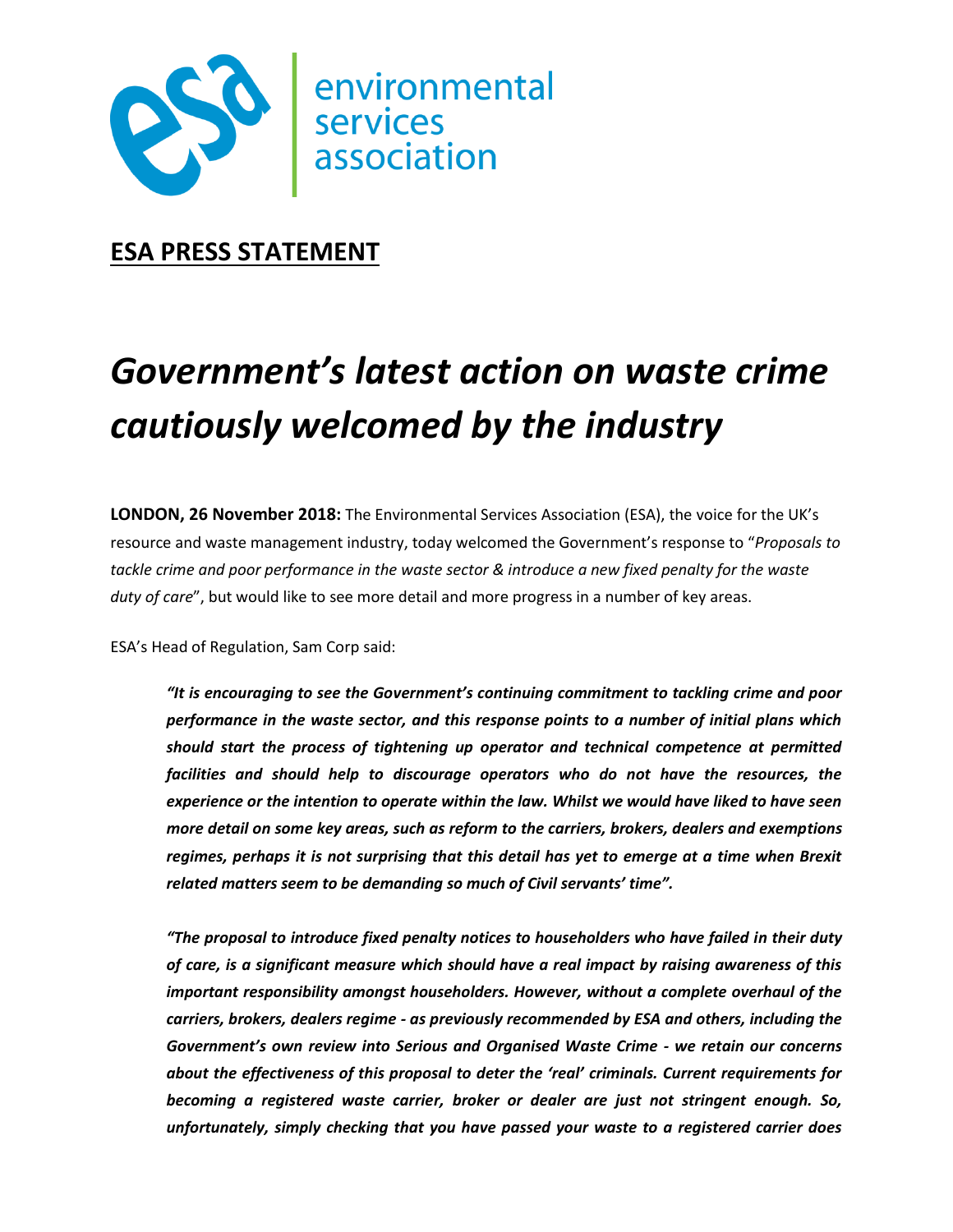environmental services association

## ESA PRESS STATEMENT

# *Government's latest action on waste crime cautiously welcomed by the industry*

**LONDON, 26 November 2018:** The Environmental Services Association (ESA), the voice for the UK's resource and waste management industry, today welcomed the Government's response to "*Proposals to tackle crime and poor performance in the waste sector & introduce a new fixed penalty for the waste duty of care*", but would like to see more detail and more progress in a number of key areas.

ESA's Head of Regulation, Sam Corp said:

> ***"It is encouraging to see the Government's continuing commitment to tackling crime and poor performance in the waste sector, and this response points to a number of initial plans which should start the process of tightening up operator and technical competence at permitted facilities and should help to discourage operators who do not have the resources, the experience or the intention to operate within the law. Whilst we would have liked to have seen more detail on some key areas, such as reform to the carriers, brokers, dealers and exemptions regimes, perhaps it is not surprising that this detail has yet to emerge at a time when Brexit related matters seem to be demanding so much of Civil servants' time".***
>
> ***"The proposal to introduce fixed penalty notices to householders who have failed in their duty of care, is a significant measure which should have a real impact by raising awareness of this important responsibility amongst householders. However, without a complete overhaul of the carriers, brokers, dealers regime - as previously recommended by ESA and others, including the Government's own review into Serious and Organised Waste Crime - we retain our concerns about the effectiveness of this proposal to deter the 'real' criminals. Current requirements for becoming a registered waste carrier, broker or dealer are just not stringent enough. So, unfortunately, simply checking that you have passed your waste to a registered carrier does***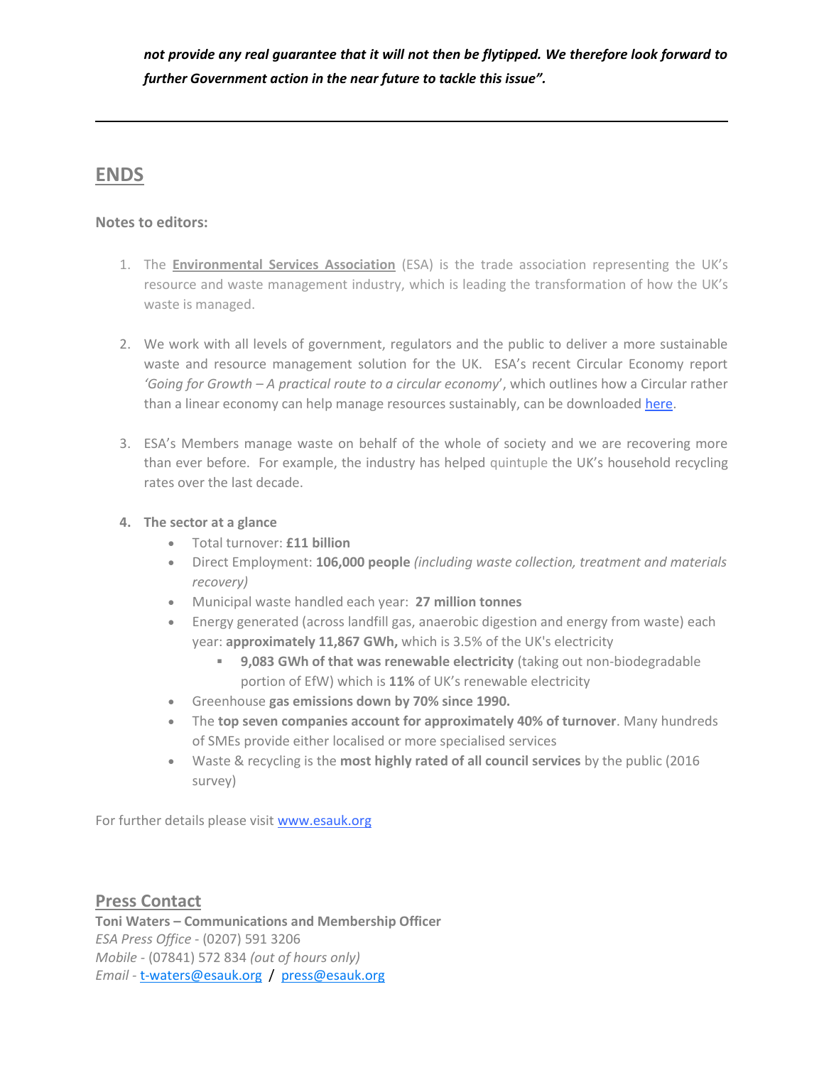***not provide any real guarantee that it will not then be flytipped. We therefore look forward to further Government action in the near future to tackle this issue".***

---

## ENDS

**Notes to editors:**

1. The **Environmental Services Association** (ESA) is the trade association representing the UK's resource and waste management industry, which is leading the transformation of how the UK's waste is managed.

2. We work with all levels of government, regulators and the public to deliver a more sustainable waste and resource management solution for the UK. ESA's recent Circular Economy report *'Going for Growth – A practical route to a circular economy*', which outlines how a Circular rather than a linear economy can help manage resources sustainably, can be downloaded here.

3. ESA's Members manage waste on behalf of the whole of society and we are recovering more than ever before. For example, the industry has helped quintuple the UK's household recycling rates over the last decade.

4. **The sector at a glance**
   - Total turnover: **£11 billion**
   - Direct Employment: **106,000 people** *(including waste collection, treatment and materials recovery)*
   - Municipal waste handled each year: **27 million tonnes**
   - Energy generated (across landfill gas, anaerobic digestion and energy from waste) each year: **approximately 11,867 GWh,** which is 3.5% of the UK's electricity
     - **9,083 GWh of that was renewable electricity** (taking out non-biodegradable portion of EfW) which is **11%** of UK's renewable electricity
   - Greenhouse **gas emissions down by 70% since 1990.**
   - The **top seven companies account for approximately 40% of turnover**. Many hundreds of SMEs provide either localised or more specialised services
   - Waste & recycling is the **most highly rated of all council services** by the public (2016 survey)

For further details please visit www.esauk.org

## Press Contact

**Toni Waters – Communications and Membership Officer**
*ESA Press Office* - (0207) 591 3206
*Mobile* - (07841) 572 834 *(out of hours only)*
*Email* - t-waters@esauk.org / press@esauk.org